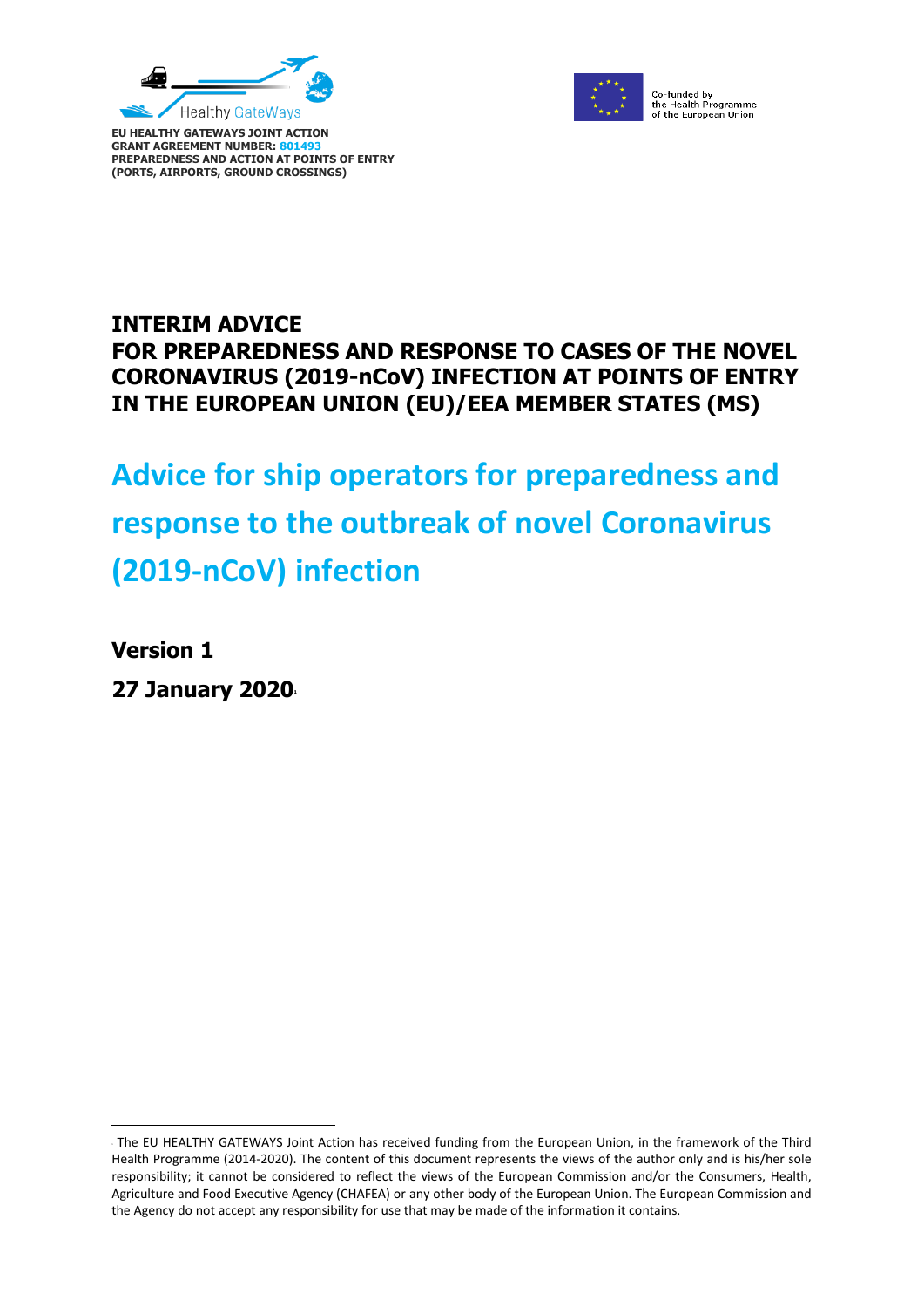Healthy GateWays

**EU HEALTHY GATEWAYS JOINT ACTION**
**GRANT AGREEMENT NUMBER: 801493**
**PREPAREDNESS AND ACTION AT POINTS OF ENTRY (PORTS, AIRPORTS, GROUND CROSSINGS)**

Co-funded by the Health Programme of the European Union

# INTERIM ADVICE FOR PREPAREDNESS AND RESPONSE TO CASES OF THE NOVEL CORONAVIRUS (2019-nCoV) INFECTION AT POINTS OF ENTRY IN THE EUROPEAN UNION (EU)/EEA MEMBER STATES (MS)

# Advice for ship operators for preparedness and response to the outbreak of novel Coronavirus (2019-nCoV) infection

**Version 1**

**27 January 2020**[1]

[1] The EU HEALTHY GATEWAYS Joint Action has received funding from the European Union, in the framework of the Third Health Programme (2014-2020). The content of this document represents the views of the author only and is his/her sole responsibility; it cannot be considered to reflect the views of the European Commission and/or the Consumers, Health, Agriculture and Food Executive Agency (CHAFEA) or any other body of the European Union. The European Commission and the Agency do not accept any responsibility for use that may be made of the information it contains.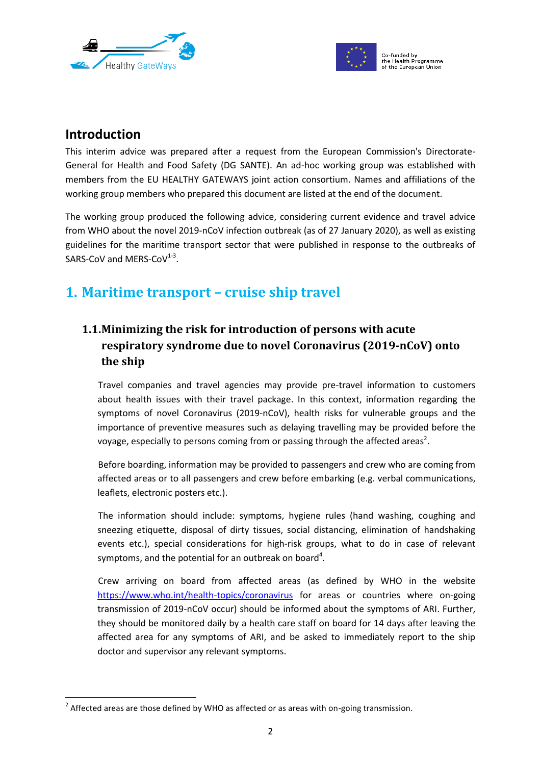## Introduction

This interim advice was prepared after a request from the European Commission's Directorate-General for Health and Food Safety (DG SANTE). An ad-hoc working group was established with members from the EU HEALTHY GATEWAYS joint action consortium. Names and affiliations of the working group members who prepared this document are listed at the end of the document.

The working group produced the following advice, considering current evidence and travel advice from WHO about the novel 2019-nCoV infection outbreak (as of 27 January 2020), as well as existing guidelines for the maritime transport sector that were published in response to the outbreaks of SARS-CoV and MERS-CoV[1-3].

# 1. Maritime transport – cruise ship travel

## 1.1. Minimizing the risk for introduction of persons with acute respiratory syndrome due to novel Coronavirus (2019-nCoV) onto the ship

Travel companies and travel agencies may provide pre-travel information to customers about health issues with their travel package. In this context, information regarding the symptoms of novel Coronavirus (2019-nCoV), health risks for vulnerable groups and the importance of preventive measures such as delaying travelling may be provided before the voyage, especially to persons coming from or passing through the affected areas[2].

Before boarding, information may be provided to passengers and crew who are coming from affected areas or to all passengers and crew before embarking (e.g. verbal communications, leaflets, electronic posters etc.).

The information should include: symptoms, hygiene rules (hand washing, coughing and sneezing etiquette, disposal of dirty tissues, social distancing, elimination of handshaking events etc.), special considerations for high-risk groups, what to do in case of relevant symptoms, and the potential for an outbreak on board[4].

Crew arriving on board from affected areas (as defined by WHO in the website https://www.who.int/health-topics/coronavirus for areas or countries where on-going transmission of 2019-nCoV occur) should be informed about the symptoms of ARI. Further, they should be monitored daily by a health care staff on board for 14 days after leaving the affected area for any symptoms of ARI, and be asked to immediately report to the ship doctor and supervisor any relevant symptoms.

---

[2] Affected areas are those defined by WHO as affected or as areas with on-going transmission.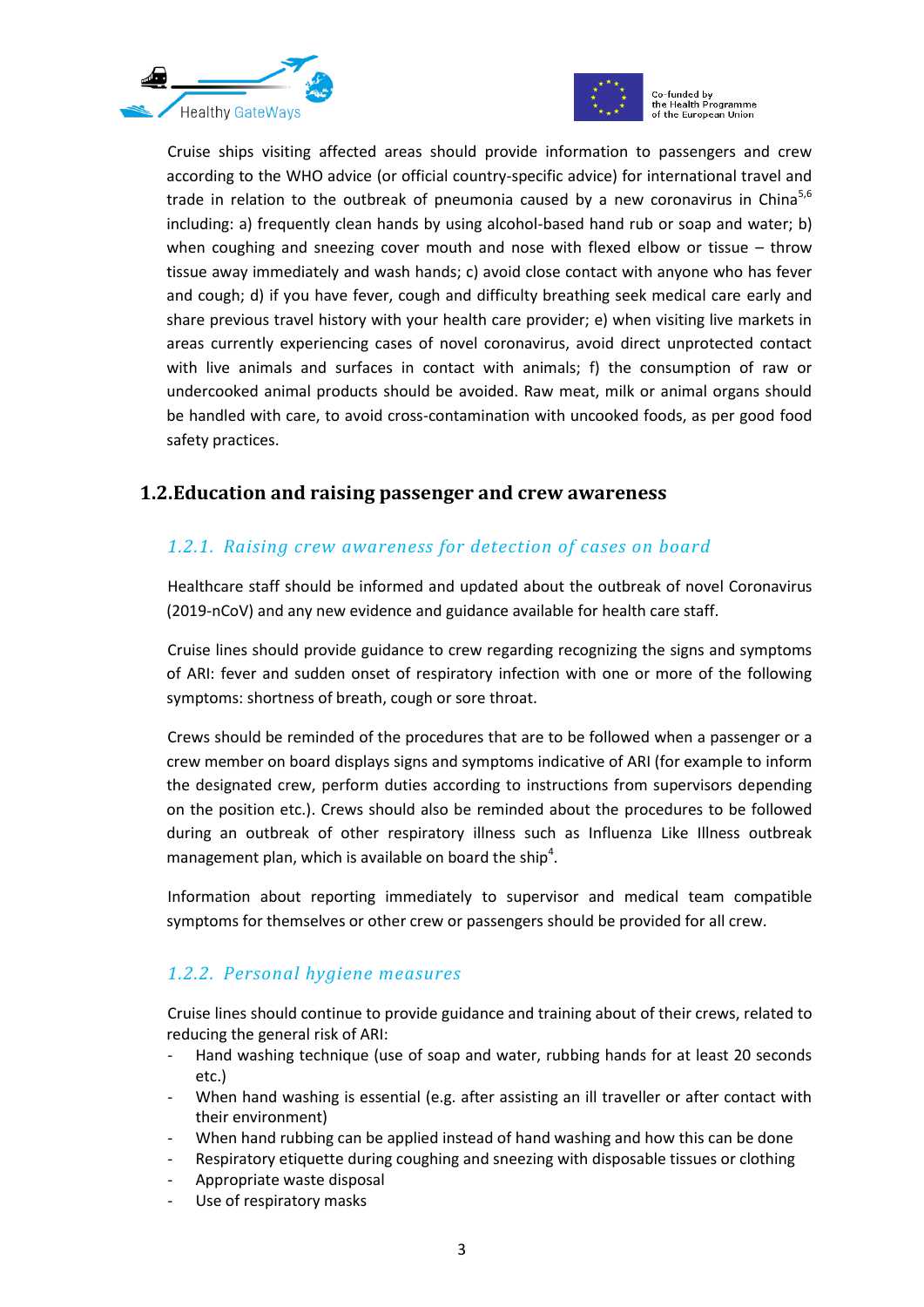Cruise ships visiting affected areas should provide information to passengers and crew according to the WHO advice (or official country-specific advice) for international travel and trade in relation to the outbreak of pneumonia caused by a new coronavirus in China[5,6] including: a) frequently clean hands by using alcohol-based hand rub or soap and water; b) when coughing and sneezing cover mouth and nose with flexed elbow or tissue – throw tissue away immediately and wash hands; c) avoid close contact with anyone who has fever and cough; d) if you have fever, cough and difficulty breathing seek medical care early and share previous travel history with your health care provider; e) when visiting live markets in areas currently experiencing cases of novel coronavirus, avoid direct unprotected contact with live animals and surfaces in contact with animals; f) the consumption of raw or undercooked animal products should be avoided. Raw meat, milk or animal organs should be handled with care, to avoid cross-contamination with uncooked foods, as per good food safety practices.

## 1.2. Education and raising passenger and crew awareness

### *1.2.1. Raising crew awareness for detection of cases on board*

Healthcare staff should be informed and updated about the outbreak of novel Coronavirus (2019-nCoV) and any new evidence and guidance available for health care staff.

Cruise lines should provide guidance to crew regarding recognizing the signs and symptoms of ARI: fever and sudden onset of respiratory infection with one or more of the following symptoms: shortness of breath, cough or sore throat.

Crews should be reminded of the procedures that are to be followed when a passenger or a crew member on board displays signs and symptoms indicative of ARI (for example to inform the designated crew, perform duties according to instructions from supervisors depending on the position etc.). Crews should also be reminded about the procedures to be followed during an outbreak of other respiratory illness such as Influenza Like Illness outbreak management plan, which is available on board the ship[4].

Information about reporting immediately to supervisor and medical team compatible symptoms for themselves or other crew or passengers should be provided for all crew.

### *1.2.2. Personal hygiene measures*

Cruise lines should continue to provide guidance and training about of their crews, related to reducing the general risk of ARI:

- Hand washing technique (use of soap and water, rubbing hands for at least 20 seconds etc.)
- When hand washing is essential (e.g. after assisting an ill traveller or after contact with their environment)
- When hand rubbing can be applied instead of hand washing and how this can be done
- Respiratory etiquette during coughing and sneezing with disposable tissues or clothing
- Appropriate waste disposal
- Use of respiratory masks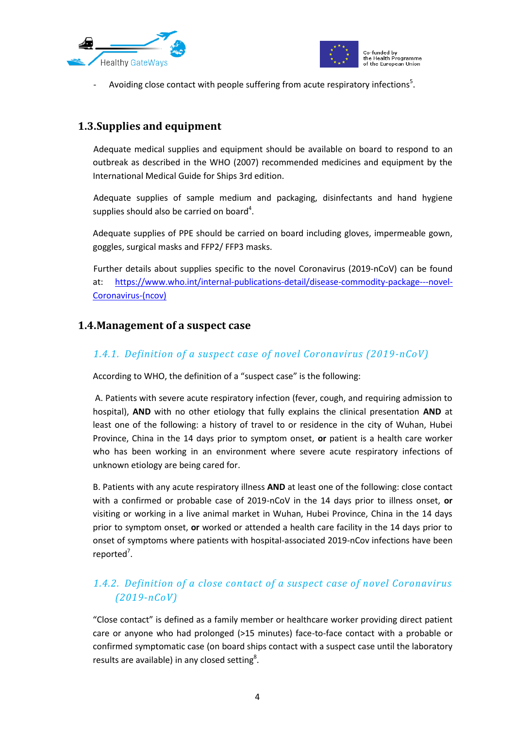- Avoiding close contact with people suffering from acute respiratory infections[5].

## 1.3.Supplies and equipment

Adequate medical supplies and equipment should be available on board to respond to an outbreak as described in the WHO (2007) recommended medicines and equipment by the International Medical Guide for Ships 3rd edition.

Adequate supplies of sample medium and packaging, disinfectants and hand hygiene supplies should also be carried on board[4].

Adequate supplies of PPE should be carried on board including gloves, impermeable gown, goggles, surgical masks and FFP2/ FFP3 masks.

Further details about supplies specific to the novel Coronavirus (2019-nCoV) can be found at: [https://www.who.int/internal-publications-detail/disease-commodity-package---novel-Coronavirus-(ncov)](https://www.who.int/internal-publications-detail/disease-commodity-package---novel-Coronavirus-(ncov))

## 1.4.Management of a suspect case

### *1.4.1. Definition of a suspect case of novel Coronavirus (2019-nCoV)*

According to WHO, the definition of a "suspect case" is the following:

A. Patients with severe acute respiratory infection (fever, cough, and requiring admission to hospital), **AND** with no other etiology that fully explains the clinical presentation **AND** at least one of the following: a history of travel to or residence in the city of Wuhan, Hubei Province, China in the 14 days prior to symptom onset, **or** patient is a health care worker who has been working in an environment where severe acute respiratory infections of unknown etiology are being cared for.

B. Patients with any acute respiratory illness **AND** at least one of the following: close contact with a confirmed or probable case of 2019-nCoV in the 14 days prior to illness onset, **or** visiting or working in a live animal market in Wuhan, Hubei Province, China in the 14 days prior to symptom onset, **or** worked or attended a health care facility in the 14 days prior to onset of symptoms where patients with hospital-associated 2019-nCov infections have been reported[7].

### *1.4.2. Definition of a close contact of a suspect case of novel Coronavirus (2019-nCoV)*

"Close contact" is defined as a family member or healthcare worker providing direct patient care or anyone who had prolonged (>15 minutes) face-to-face contact with a probable or confirmed symptomatic case (on board ships contact with a suspect case until the laboratory results are available) in any closed setting[8].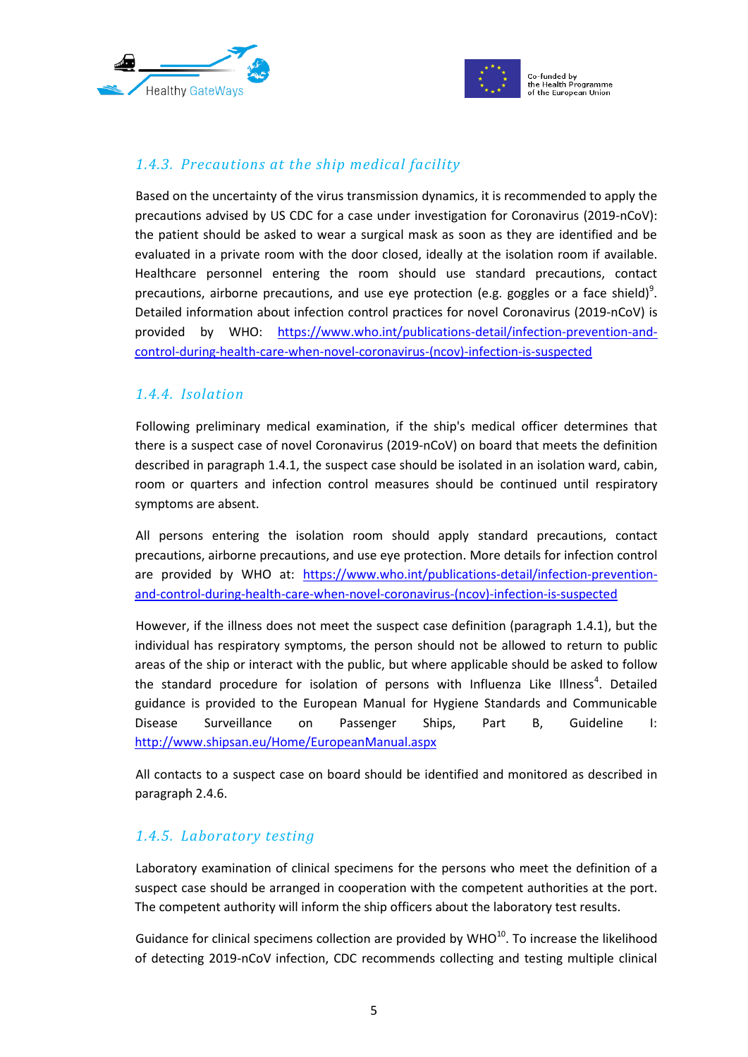### 1.4.3. Precautions at the ship medical facility

Based on the uncertainty of the virus transmission dynamics, it is recommended to apply the precautions advised by US CDC for a case under investigation for Coronavirus (2019-nCoV): the patient should be asked to wear a surgical mask as soon as they are identified and be evaluated in a private room with the door closed, ideally at the isolation room if available. Healthcare personnel entering the room should use standard precautions, contact precautions, airborne precautions, and use eye protection (e.g. goggles or a face shield)[9]. Detailed information about infection control practices for novel Coronavirus (2019-nCoV) is provided by WHO: https://www.who.int/publications-detail/infection-prevention-and-control-during-health-care-when-novel-coronavirus-(ncov)-infection-is-suspected

### 1.4.4. Isolation

Following preliminary medical examination, if the ship's medical officer determines that there is a suspect case of novel Coronavirus (2019-nCoV) on board that meets the definition described in paragraph 1.4.1, the suspect case should be isolated in an isolation ward, cabin, room or quarters and infection control measures should be continued until respiratory symptoms are absent.

All persons entering the isolation room should apply standard precautions, contact precautions, airborne precautions, and use eye protection. More details for infection control are provided by WHO at: https://www.who.int/publications-detail/infection-prevention-and-control-during-health-care-when-novel-coronavirus-(ncov)-infection-is-suspected

However, if the illness does not meet the suspect case definition (paragraph 1.4.1), but the individual has respiratory symptoms, the person should not be allowed to return to public areas of the ship or interact with the public, but where applicable should be asked to follow the standard procedure for isolation of persons with Influenza Like Illness[4]. Detailed guidance is provided to the European Manual for Hygiene Standards and Communicable Disease Surveillance on Passenger Ships, Part B, Guideline I: http://www.shipsan.eu/Home/EuropeanManual.aspx

All contacts to a suspect case on board should be identified and monitored as described in paragraph 2.4.6.

### 1.4.5. Laboratory testing

Laboratory examination of clinical specimens for the persons who meet the definition of a suspect case should be arranged in cooperation with the competent authorities at the port. The competent authority will inform the ship officers about the laboratory test results.

Guidance for clinical specimens collection are provided by WHO[10]. To increase the likelihood of detecting 2019-nCoV infection, CDC recommends collecting and testing multiple clinical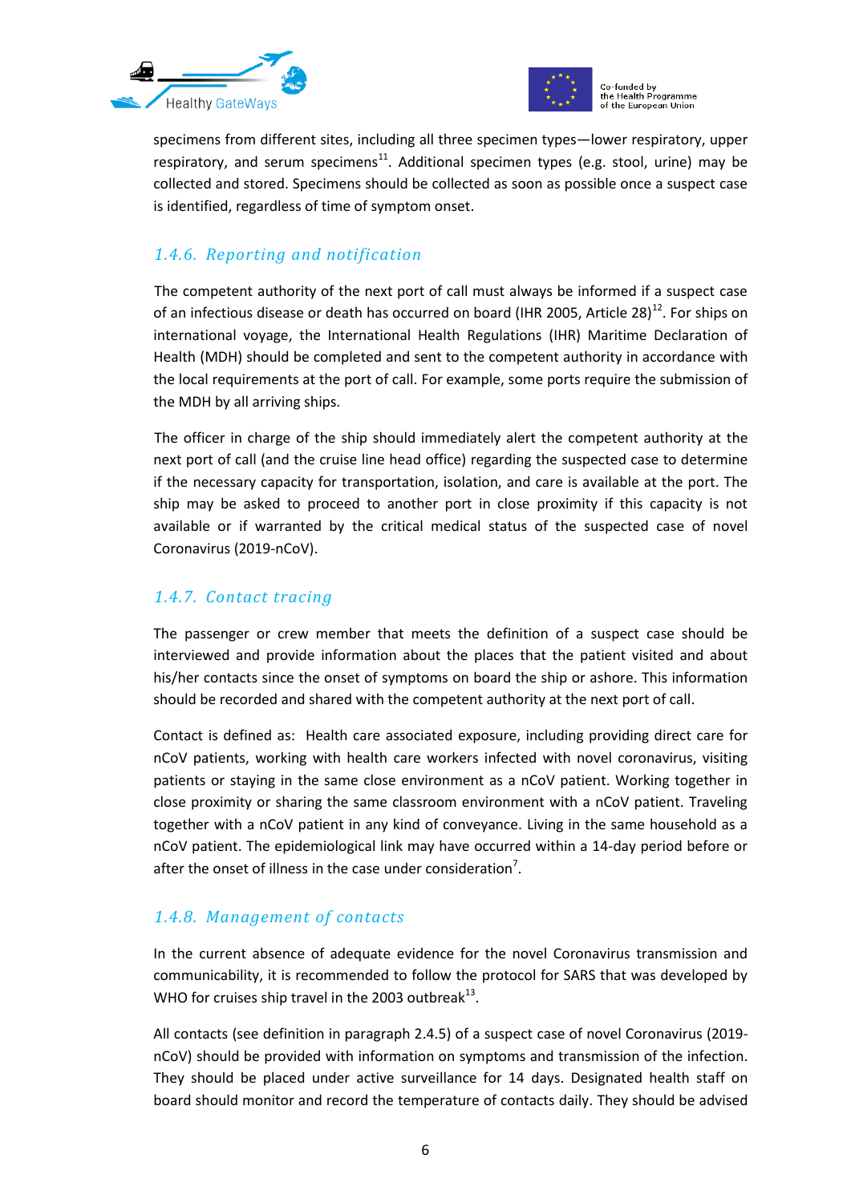specimens from different sites, including all three specimen types—lower respiratory, upper respiratory, and serum specimens[11]. Additional specimen types (e.g. stool, urine) may be collected and stored. Specimens should be collected as soon as possible once a suspect case is identified, regardless of time of symptom onset.

### 1.4.6. Reporting and notification

The competent authority of the next port of call must always be informed if a suspect case of an infectious disease or death has occurred on board (IHR 2005, Article 28)[12]. For ships on international voyage, the International Health Regulations (IHR) Maritime Declaration of Health (MDH) should be completed and sent to the competent authority in accordance with the local requirements at the port of call. For example, some ports require the submission of the MDH by all arriving ships.

The officer in charge of the ship should immediately alert the competent authority at the next port of call (and the cruise line head office) regarding the suspected case to determine if the necessary capacity for transportation, isolation, and care is available at the port. The ship may be asked to proceed to another port in close proximity if this capacity is not available or if warranted by the critical medical status of the suspected case of novel Coronavirus (2019-nCoV).

### 1.4.7. Contact tracing

The passenger or crew member that meets the definition of a suspect case should be interviewed and provide information about the places that the patient visited and about his/her contacts since the onset of symptoms on board the ship or ashore. This information should be recorded and shared with the competent authority at the next port of call.

Contact is defined as: Health care associated exposure, including providing direct care for nCoV patients, working with health care workers infected with novel coronavirus, visiting patients or staying in the same close environment as a nCoV patient. Working together in close proximity or sharing the same classroom environment with a nCoV patient. Traveling together with a nCoV patient in any kind of conveyance. Living in the same household as a nCoV patient. The epidemiological link may have occurred within a 14-day period before or after the onset of illness in the case under consideration[7].

### 1.4.8. Management of contacts

In the current absence of adequate evidence for the novel Coronavirus transmission and communicability, it is recommended to follow the protocol for SARS that was developed by WHO for cruises ship travel in the 2003 outbreak[13].

All contacts (see definition in paragraph 2.4.5) of a suspect case of novel Coronavirus (2019-nCoV) should be provided with information on symptoms and transmission of the infection. They should be placed under active surveillance for 14 days. Designated health staff on board should monitor and record the temperature of contacts daily. They should be advised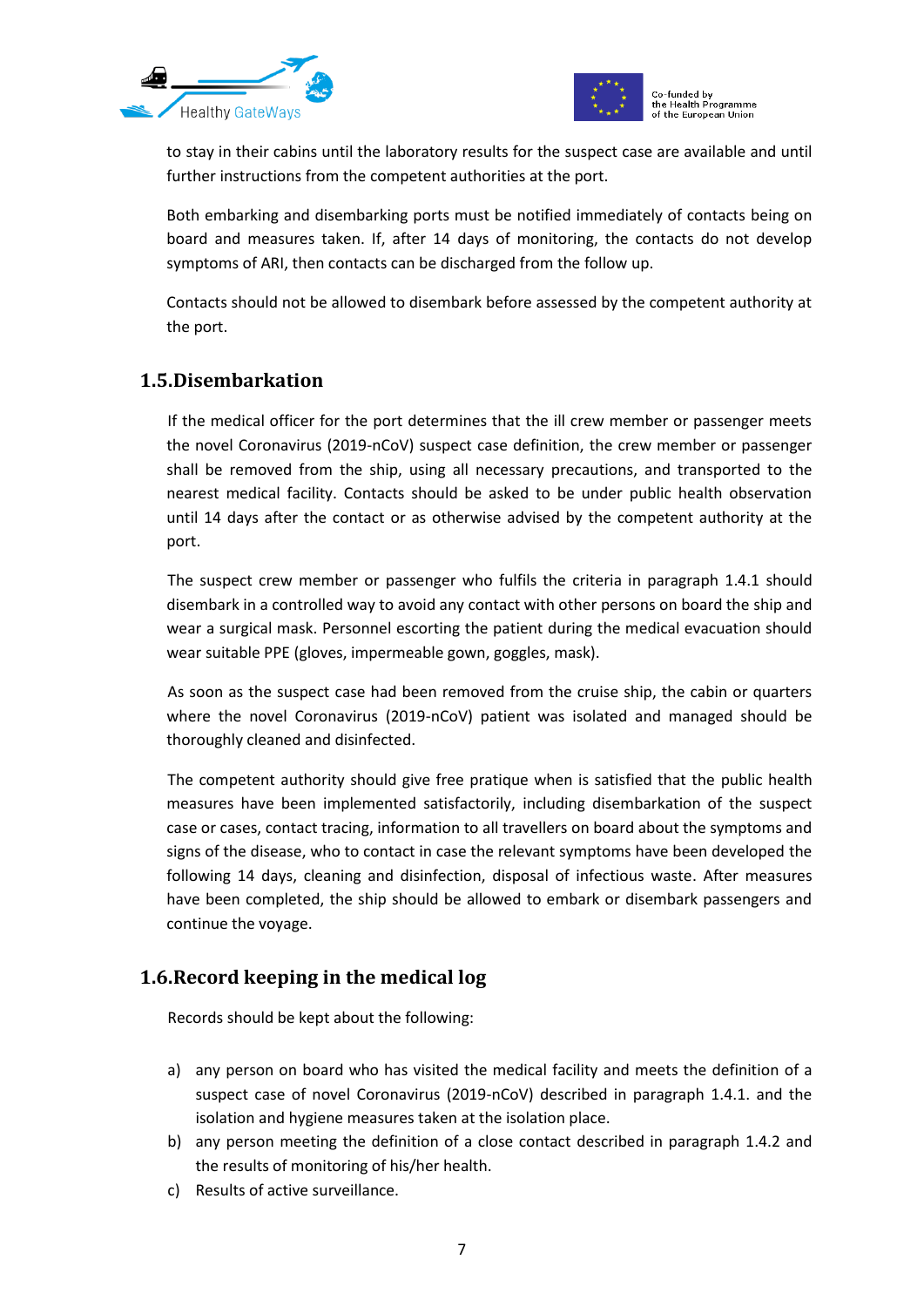to stay in their cabins until the laboratory results for the suspect case are available and until further instructions from the competent authorities at the port.

Both embarking and disembarking ports must be notified immediately of contacts being on board and measures taken. If, after 14 days of monitoring, the contacts do not develop symptoms of ARI, then contacts can be discharged from the follow up.

Contacts should not be allowed to disembark before assessed by the competent authority at the port.

## 1.5.Disembarkation

If the medical officer for the port determines that the ill crew member or passenger meets the novel Coronavirus (2019-nCoV) suspect case definition, the crew member or passenger shall be removed from the ship, using all necessary precautions, and transported to the nearest medical facility. Contacts should be asked to be under public health observation until 14 days after the contact or as otherwise advised by the competent authority at the port.

The suspect crew member or passenger who fulfils the criteria in paragraph 1.4.1 should disembark in a controlled way to avoid any contact with other persons on board the ship and wear a surgical mask. Personnel escorting the patient during the medical evacuation should wear suitable PPE (gloves, impermeable gown, goggles, mask).

As soon as the suspect case had been removed from the cruise ship, the cabin or quarters where the novel Coronavirus (2019-nCoV) patient was isolated and managed should be thoroughly cleaned and disinfected.

The competent authority should give free pratique when is satisfied that the public health measures have been implemented satisfactorily, including disembarkation of the suspect case or cases, contact tracing, information to all travellers on board about the symptoms and signs of the disease, who to contact in case the relevant symptoms have been developed the following 14 days, cleaning and disinfection, disposal of infectious waste. After measures have been completed, the ship should be allowed to embark or disembark passengers and continue the voyage.

## 1.6.Record keeping in the medical log

Records should be kept about the following:

a) any person on board who has visited the medical facility and meets the definition of a suspect case of novel Coronavirus (2019-nCoV) described in paragraph 1.4.1. and the isolation and hygiene measures taken at the isolation place.
b) any person meeting the definition of a close contact described in paragraph 1.4.2 and the results of monitoring of his/her health.
c) Results of active surveillance.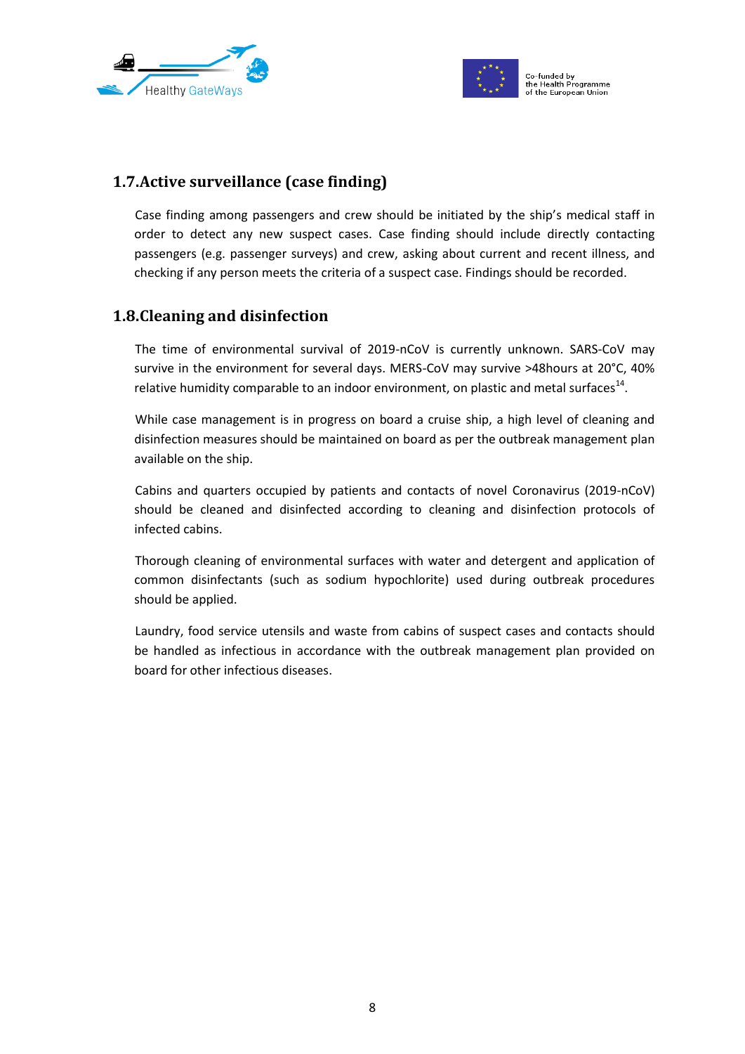## 1.7. Active surveillance (case finding)

Case finding among passengers and crew should be initiated by the ship's medical staff in order to detect any new suspect cases. Case finding should include directly contacting passengers (e.g. passenger surveys) and crew, asking about current and recent illness, and checking if any person meets the criteria of a suspect case. Findings should be recorded.

## 1.8. Cleaning and disinfection

The time of environmental survival of 2019-nCoV is currently unknown. SARS-CoV may survive in the environment for several days. MERS-CoV may survive >48hours at 20°C, 40% relative humidity comparable to an indoor environment, on plastic and metal surfaces[14].

While case management is in progress on board a cruise ship, a high level of cleaning and disinfection measures should be maintained on board as per the outbreak management plan available on the ship.

Cabins and quarters occupied by patients and contacts of novel Coronavirus (2019-nCoV) should be cleaned and disinfected according to cleaning and disinfection protocols of infected cabins.

Thorough cleaning of environmental surfaces with water and detergent and application of common disinfectants (such as sodium hypochlorite) used during outbreak procedures should be applied.

Laundry, food service utensils and waste from cabins of suspect cases and contacts should be handled as infectious in accordance with the outbreak management plan provided on board for other infectious diseases.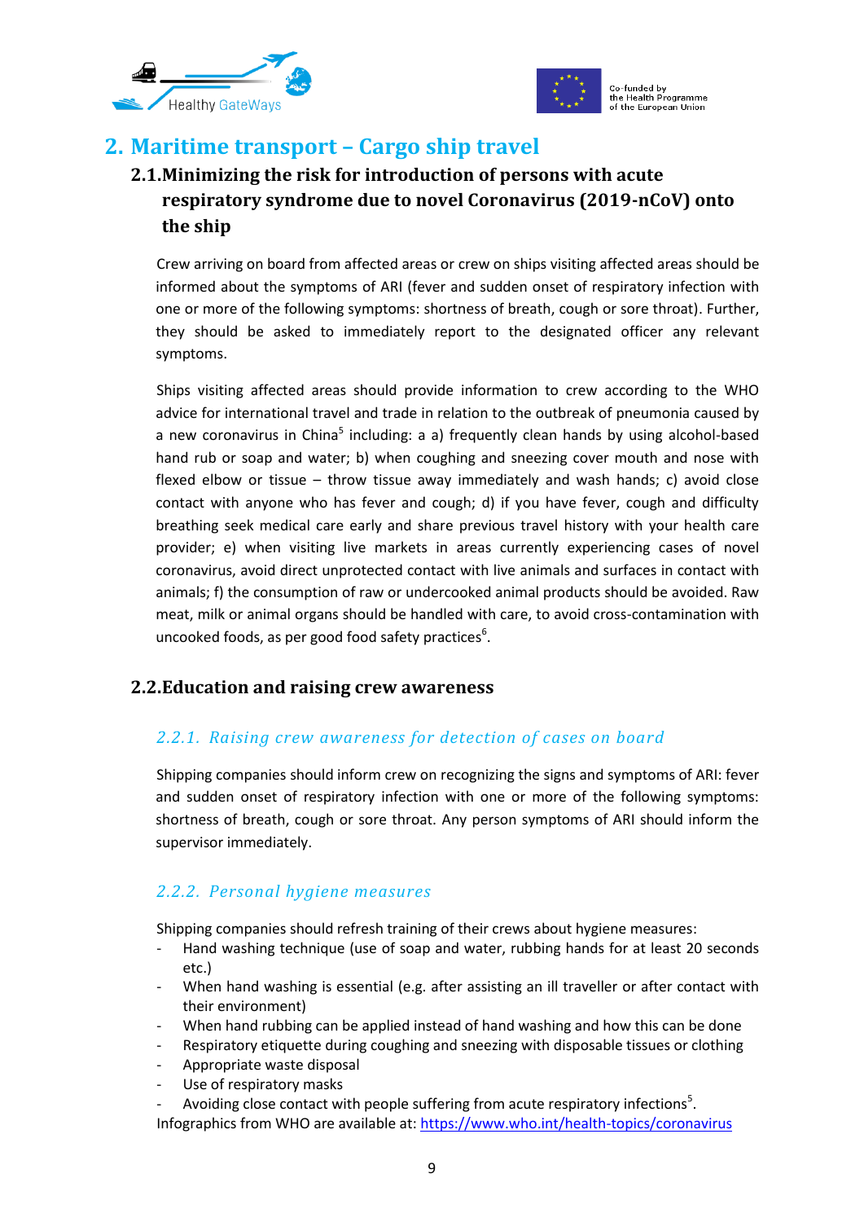# 2. Maritime transport – Cargo ship travel

## 2.1. Minimizing the risk for introduction of persons with acute respiratory syndrome due to novel Coronavirus (2019-nCoV) onto the ship

Crew arriving on board from affected areas or crew on ships visiting affected areas should be informed about the symptoms of ARI (fever and sudden onset of respiratory infection with one or more of the following symptoms: shortness of breath, cough or sore throat). Further, they should be asked to immediately report to the designated officer any relevant symptoms.

Ships visiting affected areas should provide information to crew according to the WHO advice for international travel and trade in relation to the outbreak of pneumonia caused by a new coronavirus in China[5] including: a a) frequently clean hands by using alcohol-based hand rub or soap and water; b) when coughing and sneezing cover mouth and nose with flexed elbow or tissue – throw tissue away immediately and wash hands; c) avoid close contact with anyone who has fever and cough; d) if you have fever, cough and difficulty breathing seek medical care early and share previous travel history with your health care provider; e) when visiting live markets in areas currently experiencing cases of novel coronavirus, avoid direct unprotected contact with live animals and surfaces in contact with animals; f) the consumption of raw or undercooked animal products should be avoided. Raw meat, milk or animal organs should be handled with care, to avoid cross-contamination with uncooked foods, as per good food safety practices[6].

## 2.2. Education and raising crew awareness

### *2.2.1. Raising crew awareness for detection of cases on board*

Shipping companies should inform crew on recognizing the signs and symptoms of ARI: fever and sudden onset of respiratory infection with one or more of the following symptoms: shortness of breath, cough or sore throat. Any person symptoms of ARI should inform the supervisor immediately.

### *2.2.2. Personal hygiene measures*

Shipping companies should refresh training of their crews about hygiene measures:

- Hand washing technique (use of soap and water, rubbing hands for at least 20 seconds etc.)
- When hand washing is essential (e.g. after assisting an ill traveller or after contact with their environment)
- When hand rubbing can be applied instead of hand washing and how this can be done
- Respiratory etiquette during coughing and sneezing with disposable tissues or clothing
- Appropriate waste disposal
- Use of respiratory masks
- Avoiding close contact with people suffering from acute respiratory infections[5].

Infographics from WHO are available at: https://www.who.int/health-topics/coronavirus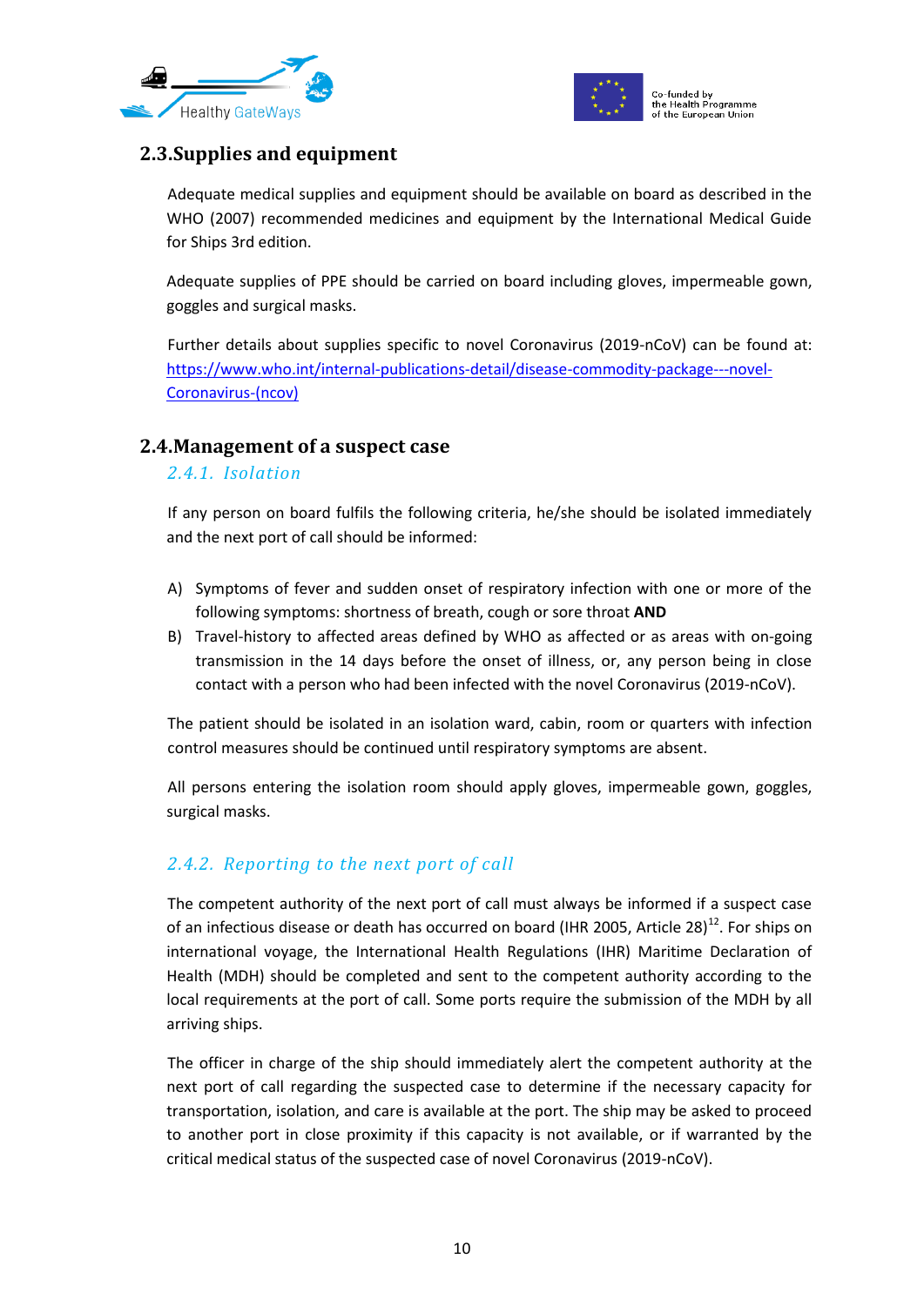## 2.3. Supplies and equipment

Adequate medical supplies and equipment should be available on board as described in the WHO (2007) recommended medicines and equipment by the International Medical Guide for Ships 3rd edition.

Adequate supplies of PPE should be carried on board including gloves, impermeable gown, goggles and surgical masks.

Further details about supplies specific to novel Coronavirus (2019-nCoV) can be found at: https://www.who.int/internal-publications-detail/disease-commodity-package---novel-Coronavirus-(ncov)

## 2.4. Management of a suspect case

### *2.4.1. Isolation*

If any person on board fulfils the following criteria, he/she should be isolated immediately and the next port of call should be informed:

A) Symptoms of fever and sudden onset of respiratory infection with one or more of the following symptoms: shortness of breath, cough or sore throat **AND**

B) Travel-history to affected areas defined by WHO as affected or as areas with on-going transmission in the 14 days before the onset of illness, or, any person being in close contact with a person who had been infected with the novel Coronavirus (2019-nCoV).

The patient should be isolated in an isolation ward, cabin, room or quarters with infection control measures should be continued until respiratory symptoms are absent.

All persons entering the isolation room should apply gloves, impermeable gown, goggles, surgical masks.

### *2.4.2. Reporting to the next port of call*

The competent authority of the next port of call must always be informed if a suspect case of an infectious disease or death has occurred on board (IHR 2005, Article 28)[12]. For ships on international voyage, the International Health Regulations (IHR) Maritime Declaration of Health (MDH) should be completed and sent to the competent authority according to the local requirements at the port of call. Some ports require the submission of the MDH by all arriving ships.

The officer in charge of the ship should immediately alert the competent authority at the next port of call regarding the suspected case to determine if the necessary capacity for transportation, isolation, and care is available at the port. The ship may be asked to proceed to another port in close proximity if this capacity is not available, or if warranted by the critical medical status of the suspected case of novel Coronavirus (2019-nCoV).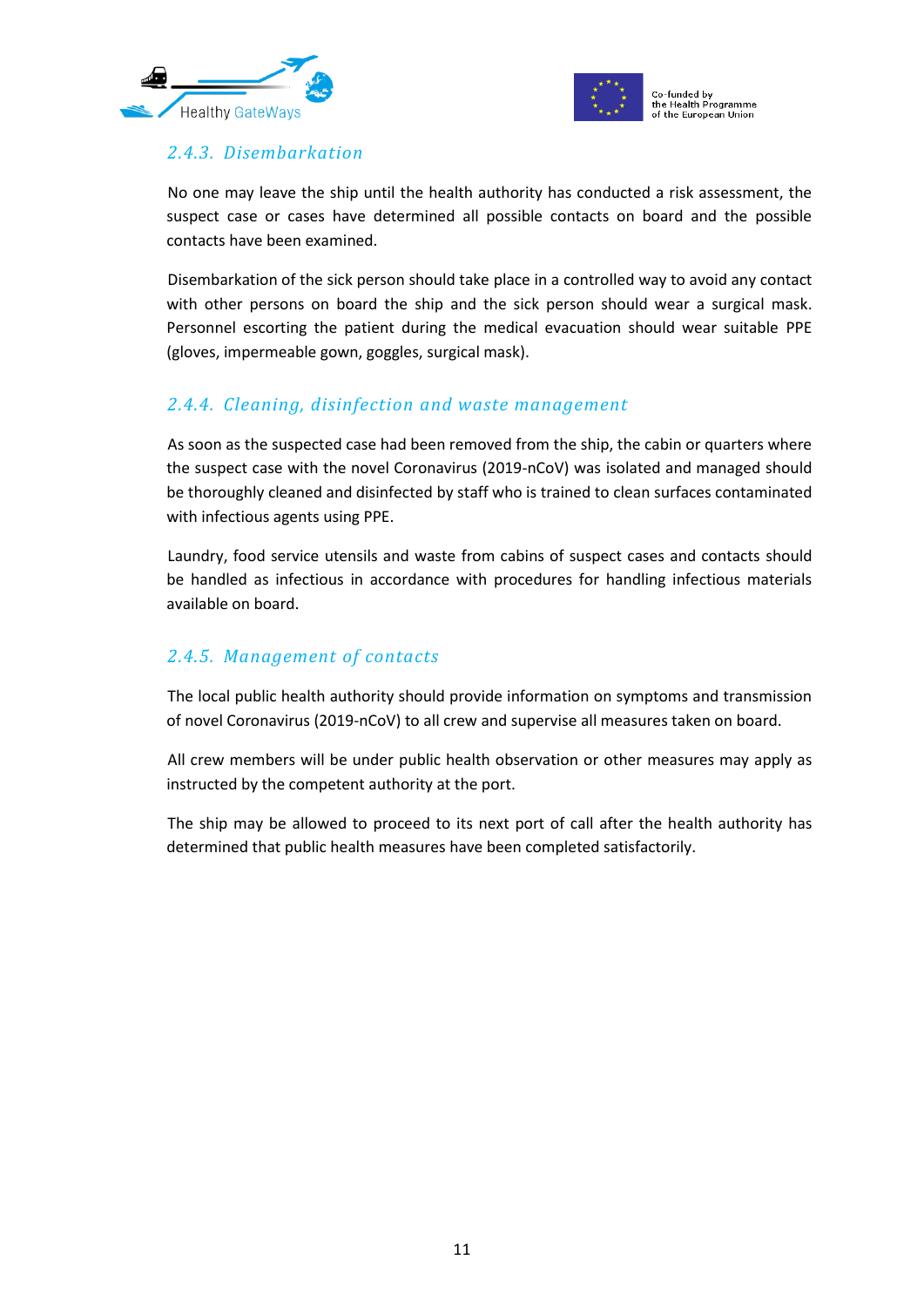### 2.4.3. Disembarkation

No one may leave the ship until the health authority has conducted a risk assessment, the suspect case or cases have determined all possible contacts on board and the possible contacts have been examined.

Disembarkation of the sick person should take place in a controlled way to avoid any contact with other persons on board the ship and the sick person should wear a surgical mask. Personnel escorting the patient during the medical evacuation should wear suitable PPE (gloves, impermeable gown, goggles, surgical mask).

### 2.4.4. Cleaning, disinfection and waste management

As soon as the suspected case had been removed from the ship, the cabin or quarters where the suspect case with the novel Coronavirus (2019-nCoV) was isolated and managed should be thoroughly cleaned and disinfected by staff who is trained to clean surfaces contaminated with infectious agents using PPE.

Laundry, food service utensils and waste from cabins of suspect cases and contacts should be handled as infectious in accordance with procedures for handling infectious materials available on board.

### 2.4.5. Management of contacts

The local public health authority should provide information on symptoms and transmission of novel Coronavirus (2019-nCoV) to all crew and supervise all measures taken on board.

All crew members will be under public health observation or other measures may apply as instructed by the competent authority at the port.

The ship may be allowed to proceed to its next port of call after the health authority has determined that public health measures have been completed satisfactorily.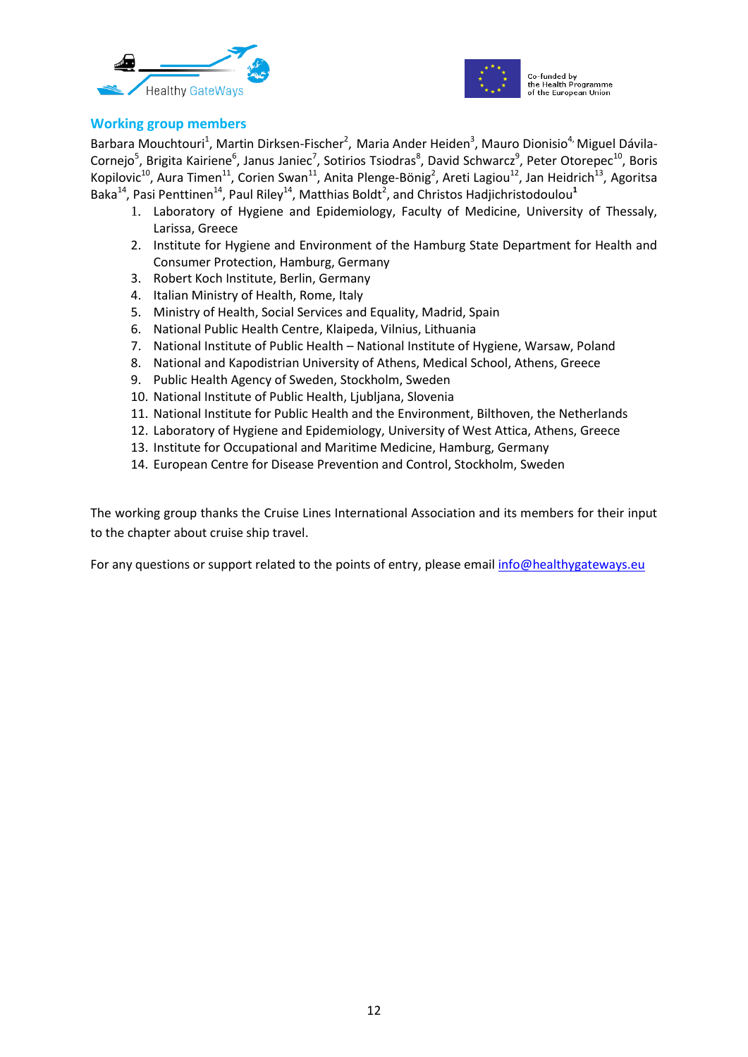## Working group members

Barbara Mouchtouri[1], Martin Dirksen-Fischer[2], Maria Ander Heiden[3], Mauro Dionisio[4,] Miguel Dávila-Cornejo[5], Brigita Kairiene[6], Janus Janiec[7], Sotirios Tsiodras[8], David Schwarcz[9], Peter Otorepec[10], Boris Kopilovic[10], Aura Timen[11], Corien Swan[11], Anita Plenge-Bönig[2], Areti Lagiou[12], Jan Heidrich[13], Agoritsa Baka[14], Pasi Penttinen[14], Paul Riley[14], Matthias Boldt[2], and Christos Hadjichristodoulou[1]

1. Laboratory of Hygiene and Epidemiology, Faculty of Medicine, University of Thessaly, Larissa, Greece
2. Institute for Hygiene and Environment of the Hamburg State Department for Health and Consumer Protection, Hamburg, Germany
3. Robert Koch Institute, Berlin, Germany
4. Italian Ministry of Health, Rome, Italy
5. Ministry of Health, Social Services and Equality, Madrid, Spain
6. National Public Health Centre, Klaipeda, Vilnius, Lithuania
7. National Institute of Public Health – National Institute of Hygiene, Warsaw, Poland
8. National and Kapodistrian University of Athens, Medical School, Athens, Greece
9. Public Health Agency of Sweden, Stockholm, Sweden
10. National Institute of Public Health, Ljubljana, Slovenia
11. National Institute for Public Health and the Environment, Bilthoven, the Netherlands
12. Laboratory of Hygiene and Epidemiology, University of West Attica, Athens, Greece
13. Institute for Occupational and Maritime Medicine, Hamburg, Germany
14. European Centre for Disease Prevention and Control, Stockholm, Sweden

The working group thanks the Cruise Lines International Association and its members for their input to the chapter about cruise ship travel.

For any questions or support related to the points of entry, please email info@healthygateways.eu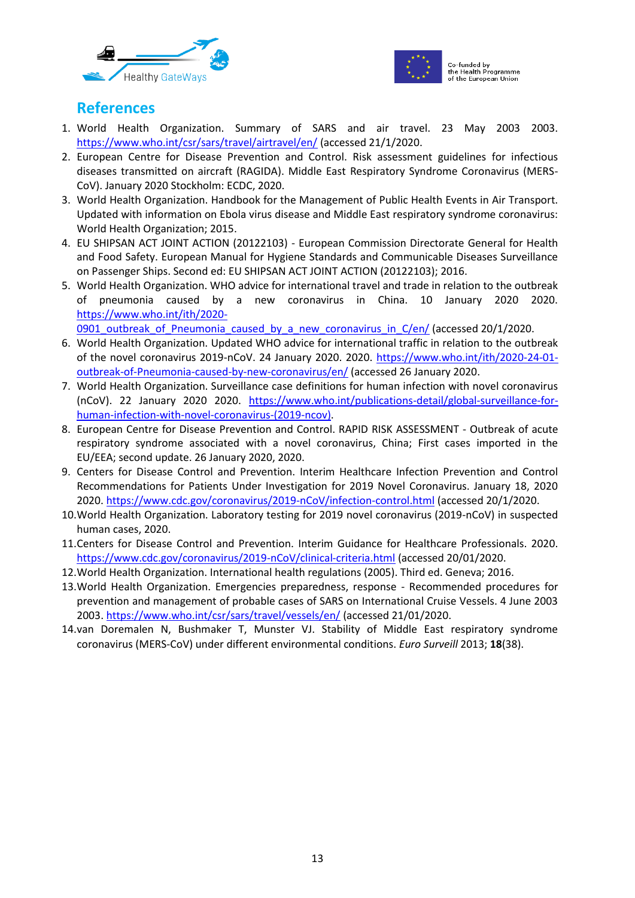## References

1. World Health Organization. Summary of SARS and air travel. 23 May 2003 2003. https://www.who.int/csr/sars/travel/airtravel/en/ (accessed 21/1/2020.
2. European Centre for Disease Prevention and Control. Risk assessment guidelines for infectious diseases transmitted on aircraft (RAGIDA). Middle East Respiratory Syndrome Coronavirus (MERS-CoV). January 2020 Stockholm: ECDC, 2020.
3. World Health Organization. Handbook for the Management of Public Health Events in Air Transport. Updated with information on Ebola virus disease and Middle East respiratory syndrome coronavirus: World Health Organization; 2015.
4. EU SHIPSAN ACT JOINT ACTION (20122103) - European Commission Directorate General for Health and Food Safety. European Manual for Hygiene Standards and Communicable Diseases Surveillance on Passenger Ships. Second ed: EU SHIPSAN ACT JOINT ACTION (20122103); 2016.
5. World Health Organization. WHO advice for international travel and trade in relation to the outbreak of pneumonia caused by a new coronavirus in China. 10 January 2020 2020. https://www.who.int/ith/2020-0901_outbreak_of_Pneumonia_caused_by_a_new_coronavirus_in_C/en/ (accessed 20/1/2020.
6. World Health Organization. Updated WHO advice for international traffic in relation to the outbreak of the novel coronavirus 2019-nCoV. 24 January 2020. 2020. https://www.who.int/ith/2020-24-01-outbreak-of-Pneumonia-caused-by-new-coronavirus/en/ (accessed 26 January 2020.
7. World Health Organization. Surveillance case definitions for human infection with novel coronavirus (nCoV). 22 January 2020 2020. https://www.who.int/publications-detail/global-surveillance-for-human-infection-with-novel-coronavirus-(2019-ncov).
8. European Centre for Disease Prevention and Control. RAPID RISK ASSESSMENT - Outbreak of acute respiratory syndrome associated with a novel coronavirus, China; First cases imported in the EU/EEA; second update. 26 January 2020, 2020.
9. Centers for Disease Control and Prevention. Interim Healthcare Infection Prevention and Control Recommendations for Patients Under Investigation for 2019 Novel Coronavirus. January 18, 2020 2020. https://www.cdc.gov/coronavirus/2019-nCoV/infection-control.html (accessed 20/1/2020.
10. World Health Organization. Laboratory testing for 2019 novel coronavirus (2019-nCoV) in suspected human cases, 2020.
11. Centers for Disease Control and Prevention. Interim Guidance for Healthcare Professionals. 2020. https://www.cdc.gov/coronavirus/2019-nCoV/clinical-criteria.html (accessed 20/01/2020.
12. World Health Organization. International health regulations (2005). Third ed. Geneva; 2016.
13. World Health Organization. Emergencies preparedness, response - Recommended procedures for prevention and management of probable cases of SARS on International Cruise Vessels. 4 June 2003 2003. https://www.who.int/csr/sars/travel/vessels/en/ (accessed 21/01/2020.
14. van Doremalen N, Bushmaker T, Munster VJ. Stability of Middle East respiratory syndrome coronavirus (MERS-CoV) under different environmental conditions. *Euro Surveill* 2013; **18**(38).